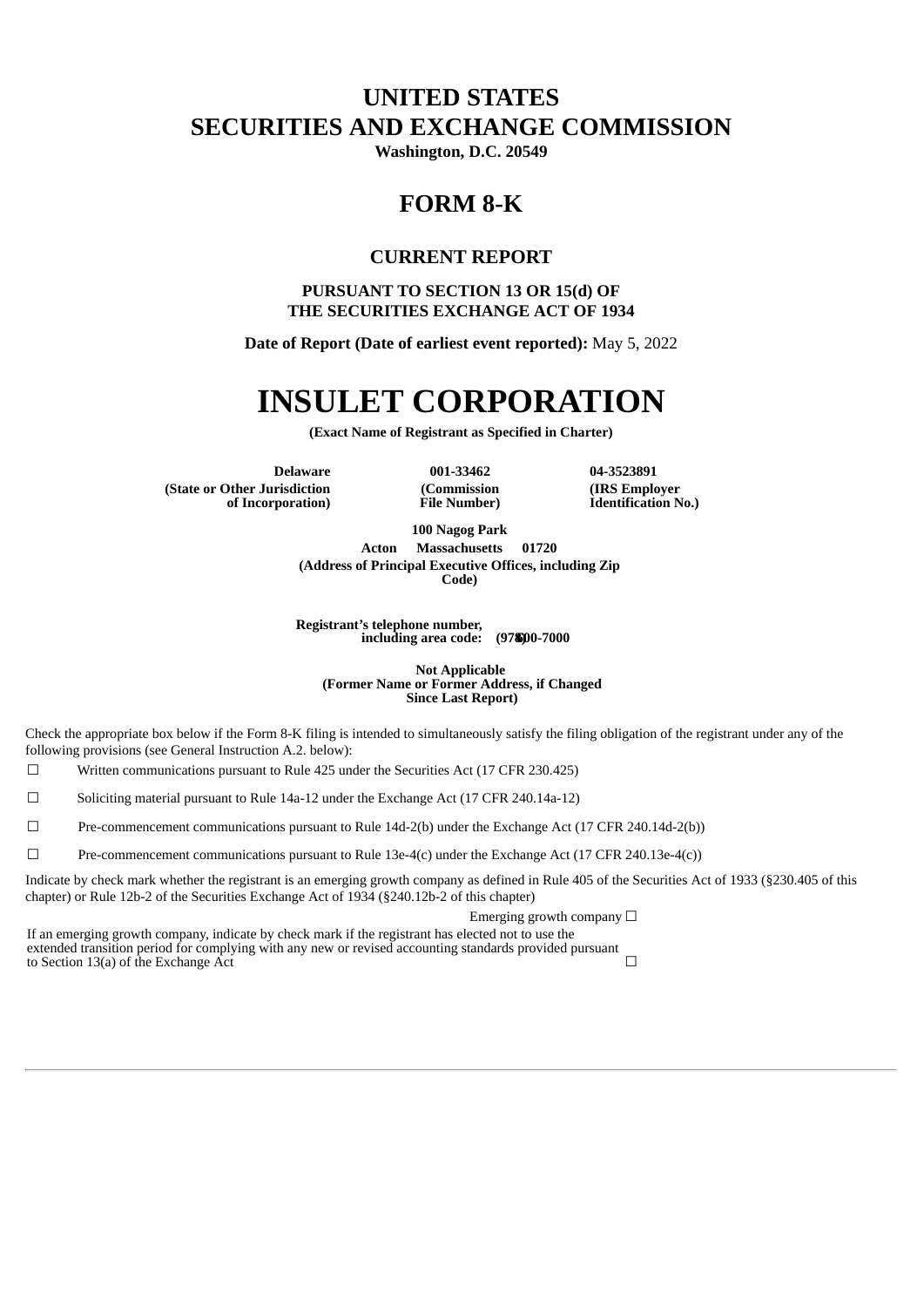# UNITED STATES
# SECURITIES AND EXCHANGE COMMISSION

**Washington, D.C. 20549**

## FORM 8-K

### CURRENT REPORT

**PURSUANT TO SECTION 13 OR 15(d) OF THE SECURITIES EXCHANGE ACT OF 1934**

**Date of Report (Date of earliest event reported):** May 5, 2022

# INSULET CORPORATION

**(Exact Name of Registrant as Specified in Charter)**

| Delaware | 001-33462 | 04-3523891 |
|---|---|---|
| (State or Other Jurisdiction of Incorporation) | (Commission File Number) | (IRS Employer Identification No.) |

**100 Nagog Park**
**Acton Massachusetts 01720**
**(Address of Principal Executive Offices, including Zip Code)**

**Registrant's telephone number, including area code: (978) 600-7000**

**Not Applicable**
**(Former Name or Former Address, if Changed Since Last Report)**

Check the appropriate box below if the Form 8-K filing is intended to simultaneously satisfy the filing obligation of the registrant under any of the following provisions (see General Instruction A.2. below):

☐ Written communications pursuant to Rule 425 under the Securities Act (17 CFR 230.425)

☐ Soliciting material pursuant to Rule 14a-12 under the Exchange Act (17 CFR 240.14a-12)

☐ Pre-commencement communications pursuant to Rule 14d-2(b) under the Exchange Act (17 CFR 240.14d-2(b))

☐ Pre-commencement communications pursuant to Rule 13e-4(c) under the Exchange Act (17 CFR 240.13e-4(c))

Indicate by check mark whether the registrant is an emerging growth company as defined in Rule 405 of the Securities Act of 1933 (§230.405 of this chapter) or Rule 12b-2 of the Securities Exchange Act of 1934 (§240.12b-2 of this chapter)

Emerging growth company ☐

If an emerging growth company, indicate by check mark if the registrant has elected not to use the extended transition period for complying with any new or revised accounting standards provided pursuant to Section 13(a) of the Exchange Act ☐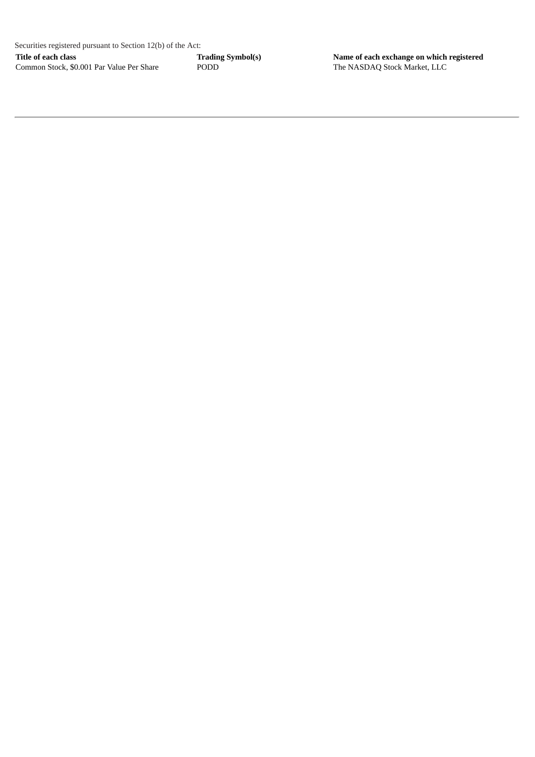Securities registered pursuant to Section 12(b) of the Act:

| Title of each class | Trading Symbol(s) | Name of each exchange on which registered |
| --- | --- | --- |
| Common Stock, $0.001 Par Value Per Share | PODD | The NASDAQ Stock Market, LLC |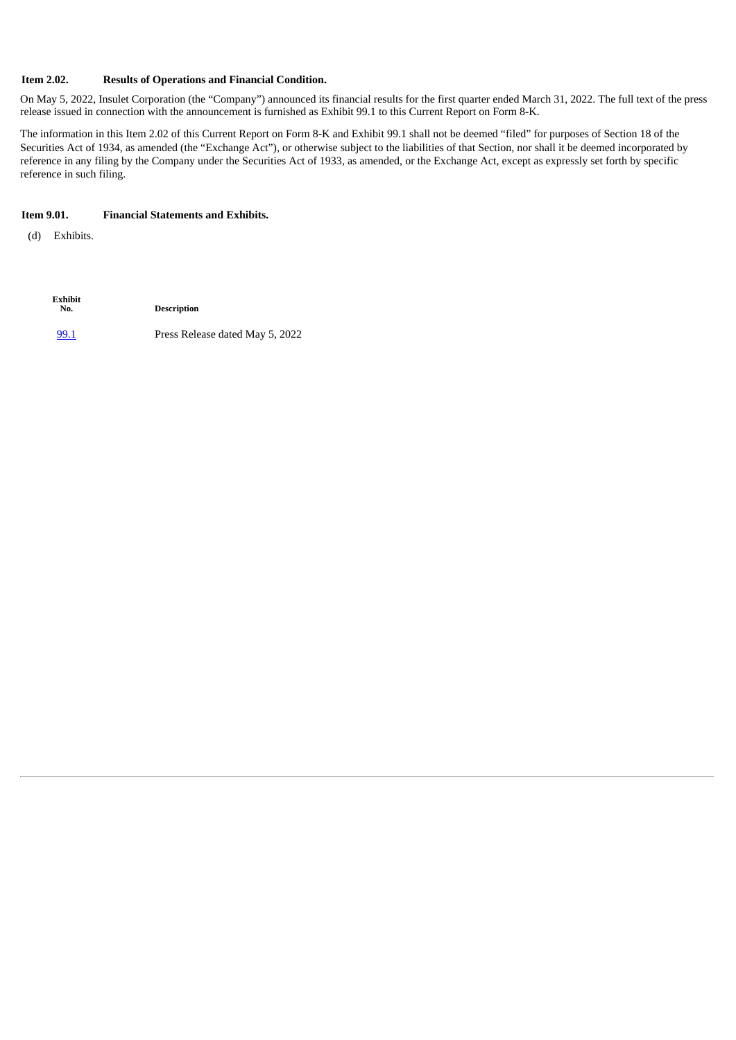**Item 2.02. Results of Operations and Financial Condition.**

On May 5, 2022, Insulet Corporation (the "Company") announced its financial results for the first quarter ended March 31, 2022. The full text of the press release issued in connection with the announcement is furnished as Exhibit 99.1 to this Current Report on Form 8-K.

The information in this Item 2.02 of this Current Report on Form 8-K and Exhibit 99.1 shall not be deemed "filed" for purposes of Section 18 of the Securities Act of 1934, as amended (the "Exchange Act"), or otherwise subject to the liabilities of that Section, nor shall it be deemed incorporated by reference in any filing by the Company under the Securities Act of 1933, as amended, or the Exchange Act, except as expressly set forth by specific reference in such filing.

**Item 9.01. Financial Statements and Exhibits.**

(d) Exhibits.

| Exhibit No. | Description |
|---|---|
| 99.1 | Press Release dated May 5, 2022 |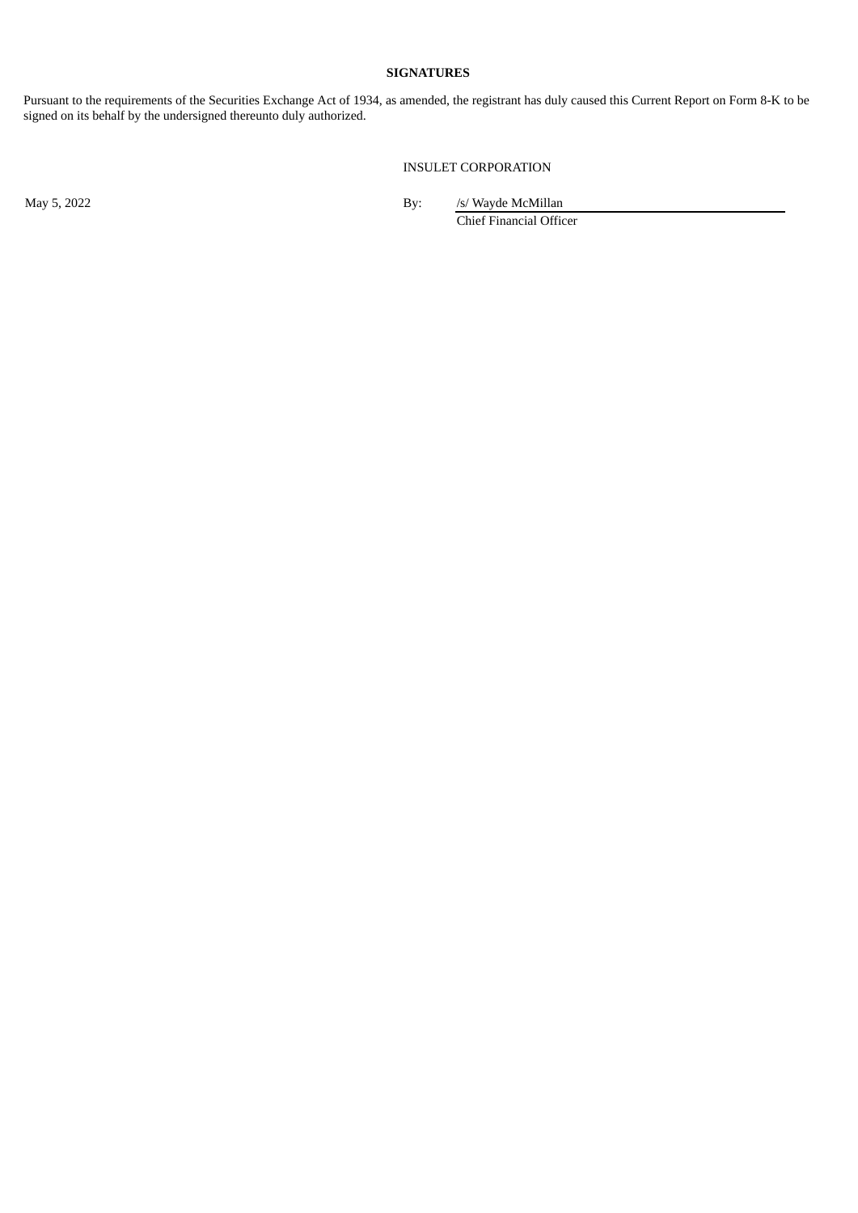**SIGNATURES**

Pursuant to the requirements of the Securities Exchange Act of 1934, as amended, the registrant has duly caused this Current Report on Form 8-K to be signed on its behalf by the undersigned thereunto duly authorized.

INSULET CORPORATION

May 5, 2022

By: /s/ Wayde McMillan
Chief Financial Officer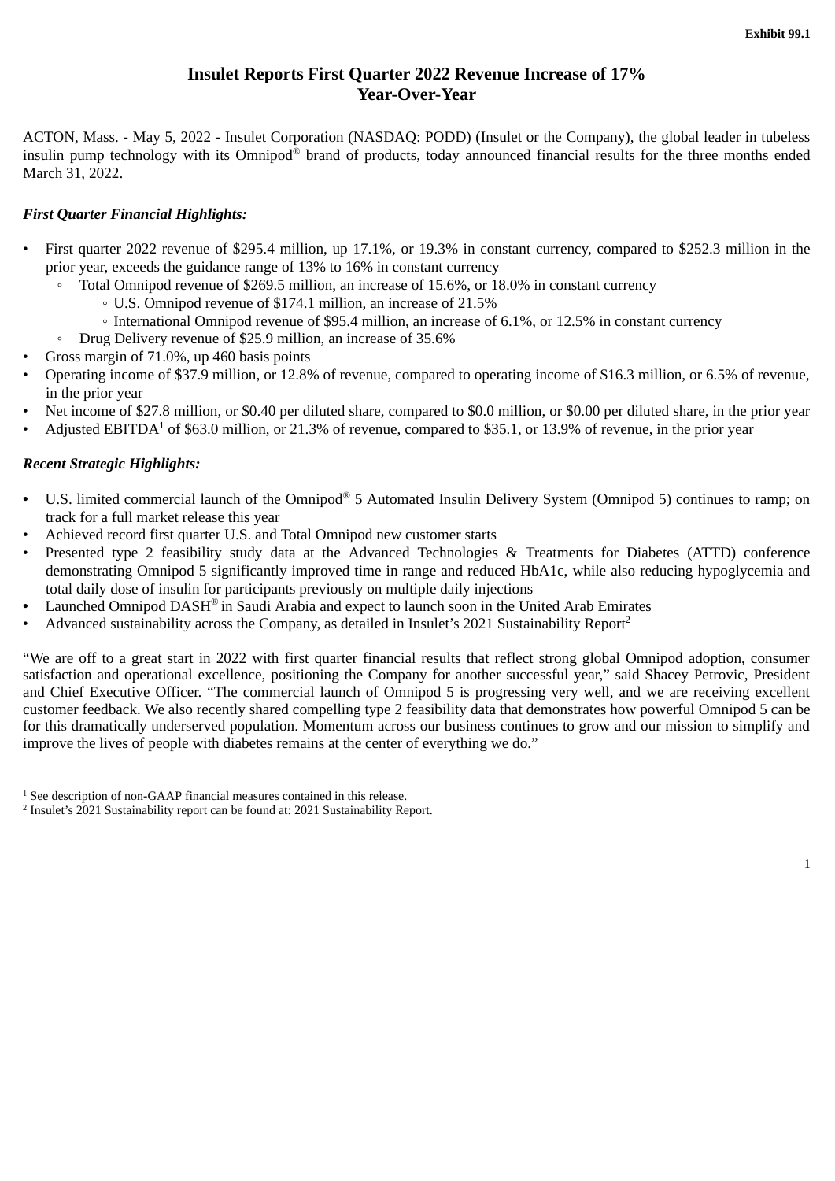Exhibit 99.1

# Insulet Reports First Quarter 2022 Revenue Increase of 17% Year-Over-Year

ACTON, Mass. - May 5, 2022 - Insulet Corporation (NASDAQ: PODD) (Insulet or the Company), the global leader in tubeless insulin pump technology with its Omnipod® brand of products, today announced financial results for the three months ended March 31, 2022.

### *First Quarter Financial Highlights:*

- First quarter 2022 revenue of $295.4 million, up 17.1%, or 19.3% in constant currency, compared to $252.3 million in the prior year, exceeds the guidance range of 13% to 16% in constant currency
  - Total Omnipod revenue of $269.5 million, an increase of 15.6%, or 18.0% in constant currency
    - U.S. Omnipod revenue of $174.1 million, an increase of 21.5%
    - International Omnipod revenue of $95.4 million, an increase of 6.1%, or 12.5% in constant currency
  - Drug Delivery revenue of $25.9 million, an increase of 35.6%
- Gross margin of 71.0%, up 460 basis points
- Operating income of $37.9 million, or 12.8% of revenue, compared to operating income of $16.3 million, or 6.5% of revenue, in the prior year
- Net income of $27.8 million, or $0.40 per diluted share, compared to $0.0 million, or $0.00 per diluted share, in the prior year
- Adjusted EBITDA[1] of $63.0 million, or 21.3% of revenue, compared to $35.1, or 13.9% of revenue, in the prior year

### *Recent Strategic Highlights:*

- U.S. limited commercial launch of the Omnipod® 5 Automated Insulin Delivery System (Omnipod 5) continues to ramp; on track for a full market release this year
- Achieved record first quarter U.S. and Total Omnipod new customer starts
- Presented type 2 feasibility study data at the Advanced Technologies & Treatments for Diabetes (ATTD) conference demonstrating Omnipod 5 significantly improved time in range and reduced HbA1c, while also reducing hypoglycemia and total daily dose of insulin for participants previously on multiple daily injections
- Launched Omnipod DASH® in Saudi Arabia and expect to launch soon in the United Arab Emirates
- Advanced sustainability across the Company, as detailed in Insulet's 2021 Sustainability Report[2]

"We are off to a great start in 2022 with first quarter financial results that reflect strong global Omnipod adoption, consumer satisfaction and operational excellence, positioning the Company for another successful year," said Shacey Petrovic, President and Chief Executive Officer. "The commercial launch of Omnipod 5 is progressing very well, and we are receiving excellent customer feedback. We also recently shared compelling type 2 feasibility data that demonstrates how powerful Omnipod 5 can be for this dramatically underserved population. Momentum across our business continues to grow and our mission to simplify and improve the lives of people with diabetes remains at the center of everything we do."

---

[1] See description of non-GAAP financial measures contained in this release.

[2] Insulet's 2021 Sustainability report can be found at: 2021 Sustainability Report.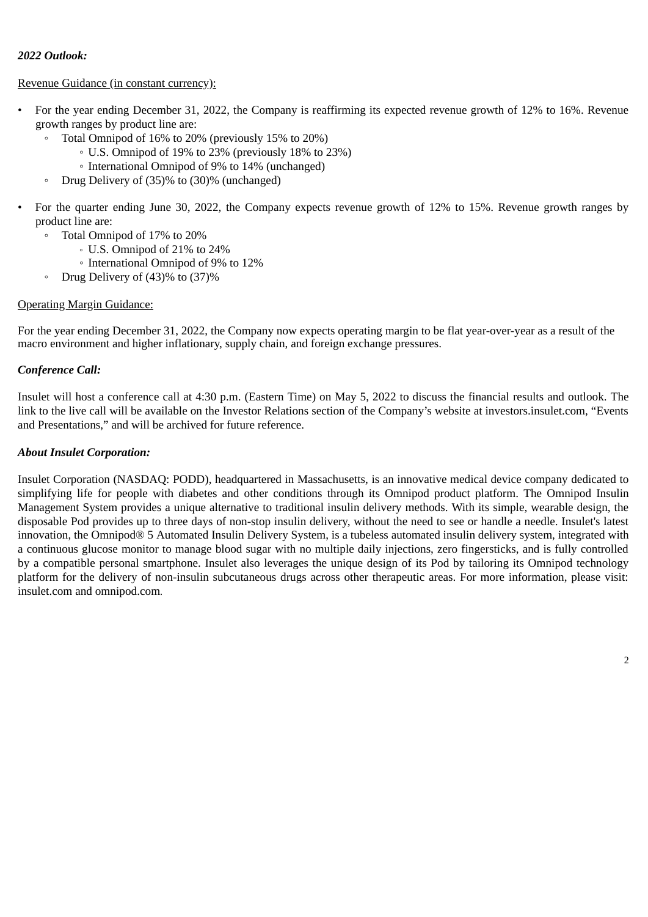***2022 Outlook:***

Revenue Guidance (in constant currency):

- For the year ending December 31, 2022, the Company is reaffirming its expected revenue growth of 12% to 16%. Revenue growth ranges by product line are:
  - Total Omnipod of 16% to 20% (previously 15% to 20%)
    - U.S. Omnipod of 19% to 23% (previously 18% to 23%)
    - International Omnipod of 9% to 14% (unchanged)
  - Drug Delivery of (35)% to (30)% (unchanged)

- For the quarter ending June 30, 2022, the Company expects revenue growth of 12% to 15%. Revenue growth ranges by product line are:
  - Total Omnipod of 17% to 20%
    - U.S. Omnipod of 21% to 24%
    - International Omnipod of 9% to 12%
  - Drug Delivery of (43)% to (37)%

Operating Margin Guidance:

For the year ending December 31, 2022, the Company now expects operating margin to be flat year-over-year as a result of the macro environment and higher inflationary, supply chain, and foreign exchange pressures.

***Conference Call:***

Insulet will host a conference call at 4:30 p.m. (Eastern Time) on May 5, 2022 to discuss the financial results and outlook. The link to the live call will be available on the Investor Relations section of the Company's website at investors.insulet.com, "Events and Presentations," and will be archived for future reference.

***About Insulet Corporation:***

Insulet Corporation (NASDAQ: PODD), headquartered in Massachusetts, is an innovative medical device company dedicated to simplifying life for people with diabetes and other conditions through its Omnipod product platform. The Omnipod Insulin Management System provides a unique alternative to traditional insulin delivery methods. With its simple, wearable design, the disposable Pod provides up to three days of non-stop insulin delivery, without the need to see or handle a needle. Insulet's latest innovation, the Omnipod® 5 Automated Insulin Delivery System, is a tubeless automated insulin delivery system, integrated with a continuous glucose monitor to manage blood sugar with no multiple daily injections, zero fingersticks, and is fully controlled by a compatible personal smartphone. Insulet also leverages the unique design of its Pod by tailoring its Omnipod technology platform for the delivery of non-insulin subcutaneous drugs across other therapeutic areas. For more information, please visit: insulet.com and omnipod.com.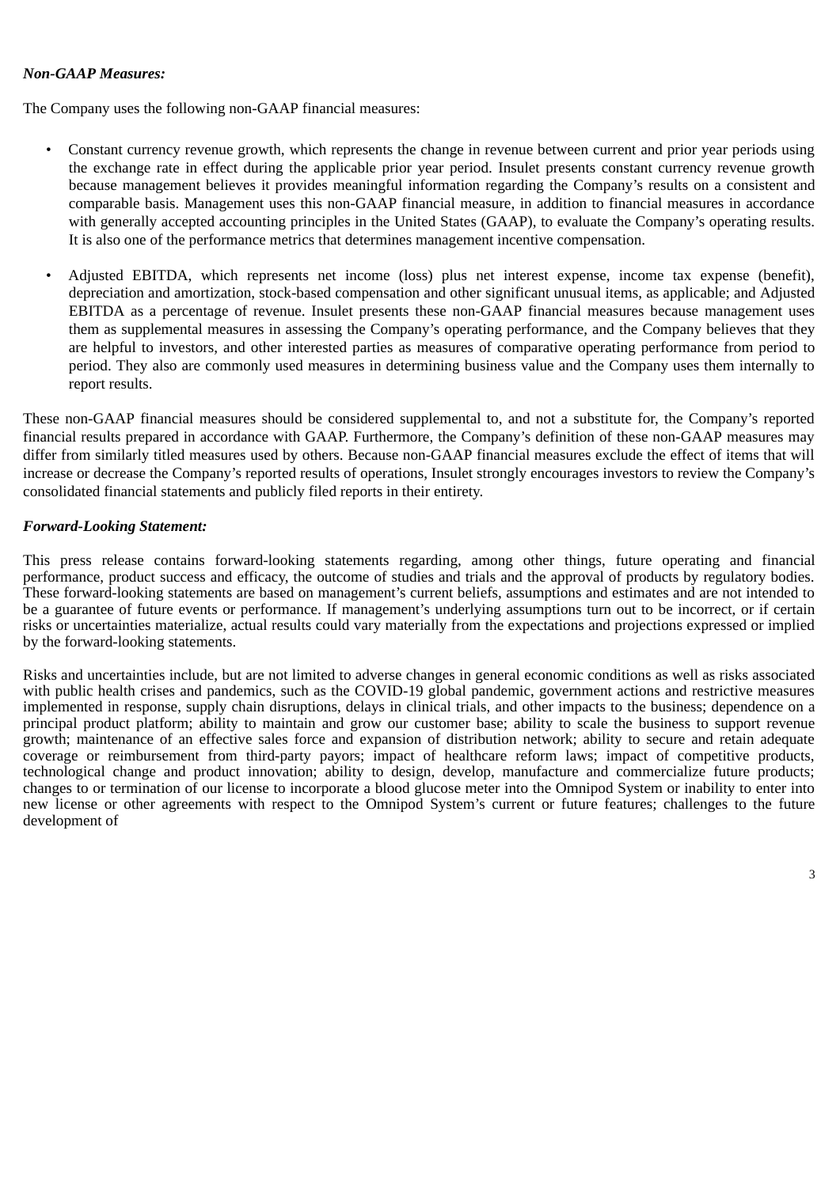***Non-GAAP Measures:***

The Company uses the following non-GAAP financial measures:

- Constant currency revenue growth, which represents the change in revenue between current and prior year periods using the exchange rate in effect during the applicable prior year period. Insulet presents constant currency revenue growth because management believes it provides meaningful information regarding the Company's results on a consistent and comparable basis. Management uses this non-GAAP financial measure, in addition to financial measures in accordance with generally accepted accounting principles in the United States (GAAP), to evaluate the Company's operating results. It is also one of the performance metrics that determines management incentive compensation.

- Adjusted EBITDA, which represents net income (loss) plus net interest expense, income tax expense (benefit), depreciation and amortization, stock-based compensation and other significant unusual items, as applicable; and Adjusted EBITDA as a percentage of revenue. Insulet presents these non-GAAP financial measures because management uses them as supplemental measures in assessing the Company's operating performance, and the Company believes that they are helpful to investors, and other interested parties as measures of comparative operating performance from period to period. They also are commonly used measures in determining business value and the Company uses them internally to report results.

These non-GAAP financial measures should be considered supplemental to, and not a substitute for, the Company's reported financial results prepared in accordance with GAAP. Furthermore, the Company's definition of these non-GAAP measures may differ from similarly titled measures used by others. Because non-GAAP financial measures exclude the effect of items that will increase or decrease the Company's reported results of operations, Insulet strongly encourages investors to review the Company's consolidated financial statements and publicly filed reports in their entirety.

***Forward-Looking Statement:***

This press release contains forward-looking statements regarding, among other things, future operating and financial performance, product success and efficacy, the outcome of studies and trials and the approval of products by regulatory bodies. These forward-looking statements are based on management's current beliefs, assumptions and estimates and are not intended to be a guarantee of future events or performance. If management's underlying assumptions turn out to be incorrect, or if certain risks or uncertainties materialize, actual results could vary materially from the expectations and projections expressed or implied by the forward-looking statements.

Risks and uncertainties include, but are not limited to adverse changes in general economic conditions as well as risks associated with public health crises and pandemics, such as the COVID-19 global pandemic, government actions and restrictive measures implemented in response, supply chain disruptions, delays in clinical trials, and other impacts to the business; dependence on a principal product platform; ability to maintain and grow our customer base; ability to scale the business to support revenue growth; maintenance of an effective sales force and expansion of distribution network; ability to secure and retain adequate coverage or reimbursement from third-party payors; impact of healthcare reform laws; impact of competitive products, technological change and product innovation; ability to design, develop, manufacture and commercialize future products; changes to or termination of our license to incorporate a blood glucose meter into the Omnipod System or inability to enter into new license or other agreements with respect to the Omnipod System's current or future features; challenges to the future development of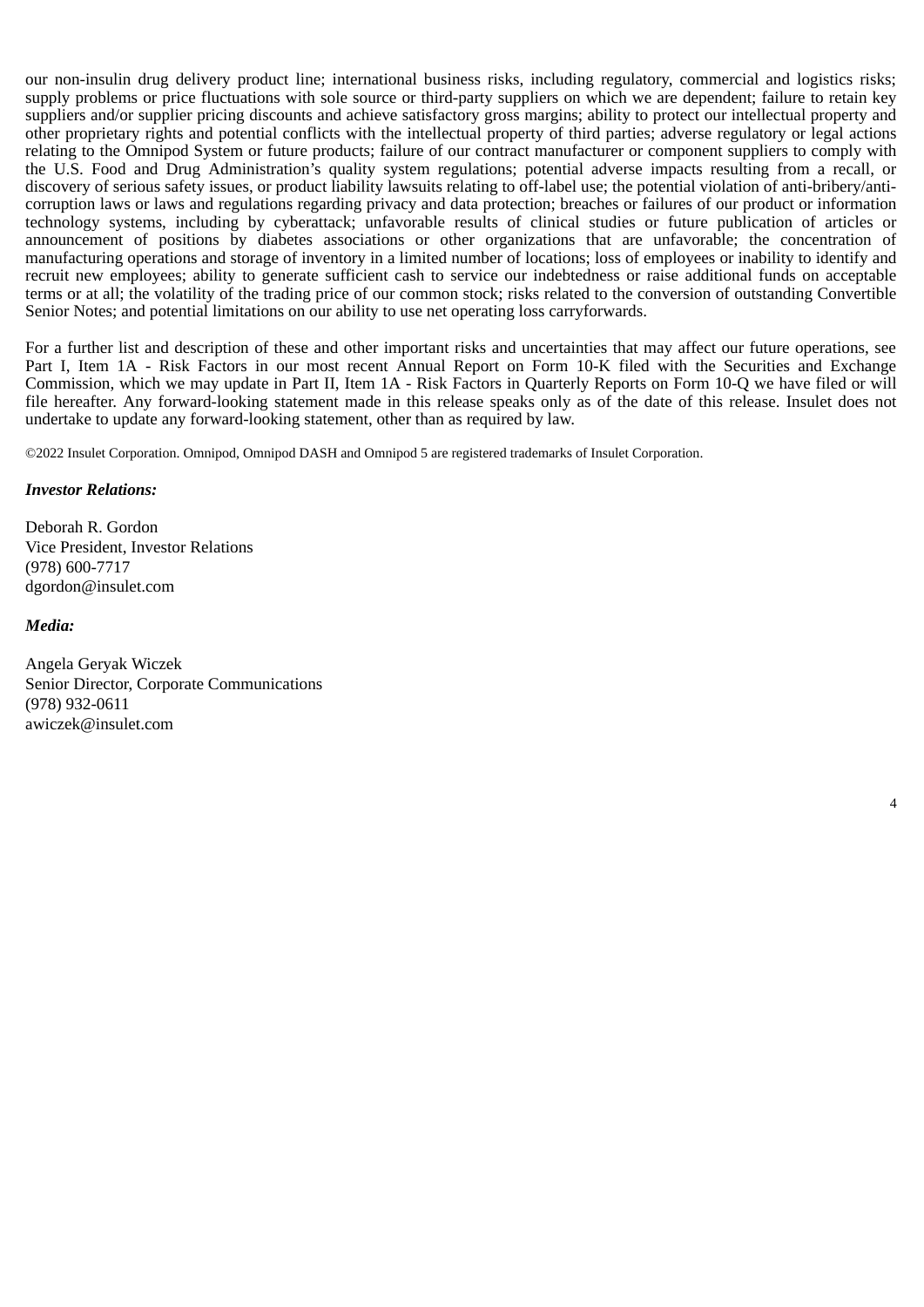our non-insulin drug delivery product line; international business risks, including regulatory, commercial and logistics risks; supply problems or price fluctuations with sole source or third-party suppliers on which we are dependent; failure to retain key suppliers and/or supplier pricing discounts and achieve satisfactory gross margins; ability to protect our intellectual property and other proprietary rights and potential conflicts with the intellectual property of third parties; adverse regulatory or legal actions relating to the Omnipod System or future products; failure of our contract manufacturer or component suppliers to comply with the U.S. Food and Drug Administration's quality system regulations; potential adverse impacts resulting from a recall, or discovery of serious safety issues, or product liability lawsuits relating to off-label use; the potential violation of anti-bribery/anti-corruption laws or laws and regulations regarding privacy and data protection; breaches or failures of our product or information technology systems, including by cyberattack; unfavorable results of clinical studies or future publication of articles or announcement of positions by diabetes associations or other organizations that are unfavorable; the concentration of manufacturing operations and storage of inventory in a limited number of locations; loss of employees or inability to identify and recruit new employees; ability to generate sufficient cash to service our indebtedness or raise additional funds on acceptable terms or at all; the volatility of the trading price of our common stock; risks related to the conversion of outstanding Convertible Senior Notes; and potential limitations on our ability to use net operating loss carryforwards.

For a further list and description of these and other important risks and uncertainties that may affect our future operations, see Part I, Item 1A - Risk Factors in our most recent Annual Report on Form 10-K filed with the Securities and Exchange Commission, which we may update in Part II, Item 1A - Risk Factors in Quarterly Reports on Form 10-Q we have filed or will file hereafter. Any forward-looking statement made in this release speaks only as of the date of this release. Insulet does not undertake to update any forward-looking statement, other than as required by law.

©2022 Insulet Corporation. Omnipod, Omnipod DASH and Omnipod 5 are registered trademarks of Insulet Corporation.

***Investor Relations:***

Deborah R. Gordon
Vice President, Investor Relations
(978) 600-7717
dgordon@insulet.com

***Media:***

Angela Geryak Wiczek
Senior Director, Corporate Communications
(978) 932-0611
awiczek@insulet.com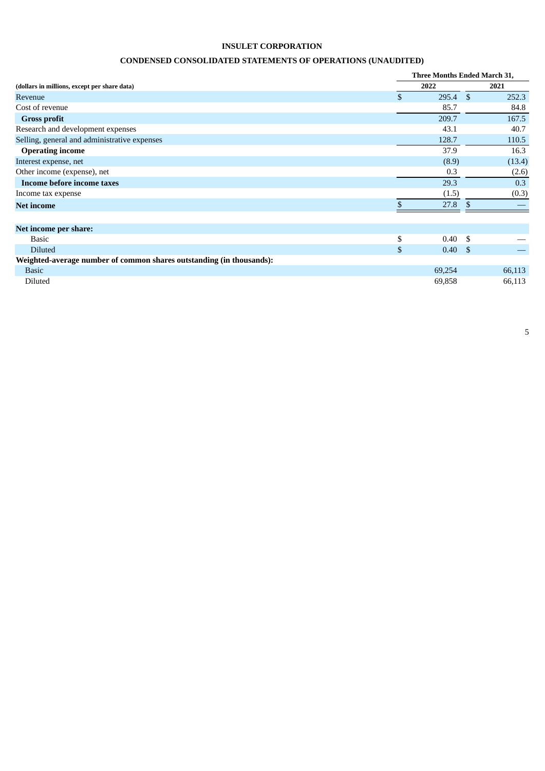# INSULET CORPORATION

## CONDENSED CONSOLIDATED STATEMENTS OF OPERATIONS (UNAUDITED)

| (dollars in millions, except per share data) | Three Months Ended March 31, 2022 | Three Months Ended March 31, 2021 |
|---|---|---|
| Revenue | $ 295.4 | $ 252.3 |
| Cost of revenue | 85.7 | 84.8 |
| **Gross profit** | 209.7 | 167.5 |
| Research and development expenses | 43.1 | 40.7 |
| Selling, general and administrative expenses | 128.7 | 110.5 |
| **Operating income** | 37.9 | 16.3 |
| Interest expense, net | (8.9) | (13.4) |
| Other income (expense), net | 0.3 | (2.6) |
| **Income before income taxes** | 29.3 | 0.3 |
| Income tax expense | (1.5) | (0.3) |
| **Net income** | $ 27.8 | $ — |
| | | |
| **Net income per share:** | | |
| Basic | $ 0.40 | $ — |
| Diluted | $ 0.40 | $ — |
| **Weighted-average number of common shares outstanding (in thousands):** | | |
| Basic | 69,254 | 66,113 |
| Diluted | 69,858 | 66,113 |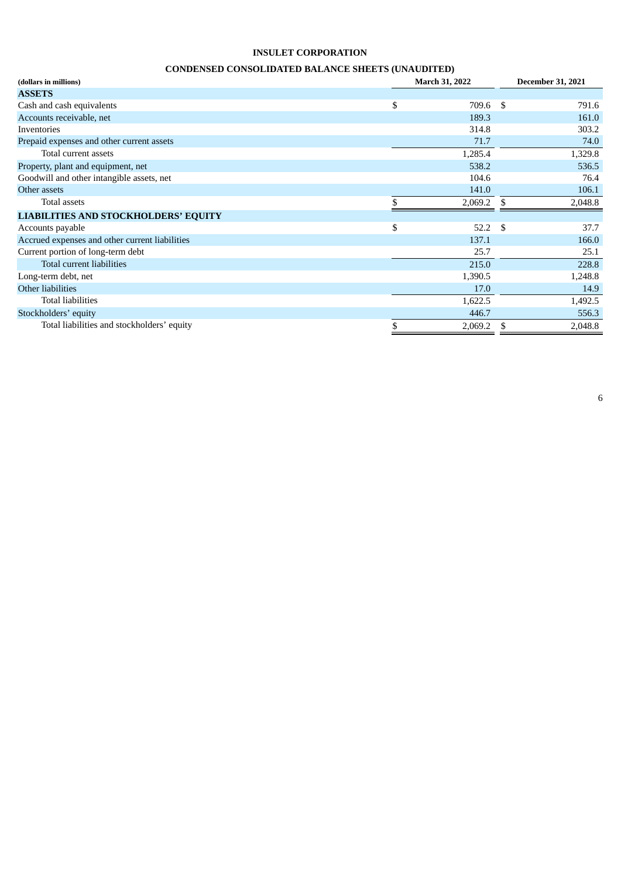# INSULET CORPORATION

## CONDENSED CONSOLIDATED BALANCE SHEETS (UNAUDITED)

| (dollars in millions) | March 31, 2022 | December 31, 2021 |
|---|---|---|
| **ASSETS** | | |
| Cash and cash equivalents | $ 709.6 | $ 791.6 |
| Accounts receivable, net | 189.3 | 161.0 |
| Inventories | 314.8 | 303.2 |
| Prepaid expenses and other current assets | 71.7 | 74.0 |
| Total current assets | 1,285.4 | 1,329.8 |
| Property, plant and equipment, net | 538.2 | 536.5 |
| Goodwill and other intangible assets, net | 104.6 | 76.4 |
| Other assets | 141.0 | 106.1 |
| Total assets | $ 2,069.2 | $ 2,048.8 |
| **LIABILITIES AND STOCKHOLDERS' EQUITY** | | |
| Accounts payable | $ 52.2 | $ 37.7 |
| Accrued expenses and other current liabilities | 137.1 | 166.0 |
| Current portion of long-term debt | 25.7 | 25.1 |
| Total current liabilities | 215.0 | 228.8 |
| Long-term debt, net | 1,390.5 | 1,248.8 |
| Other liabilities | 17.0 | 14.9 |
| Total liabilities | 1,622.5 | 1,492.5 |
| Stockholders' equity | 446.7 | 556.3 |
| Total liabilities and stockholders' equity | $ 2,069.2 | $ 2,048.8 |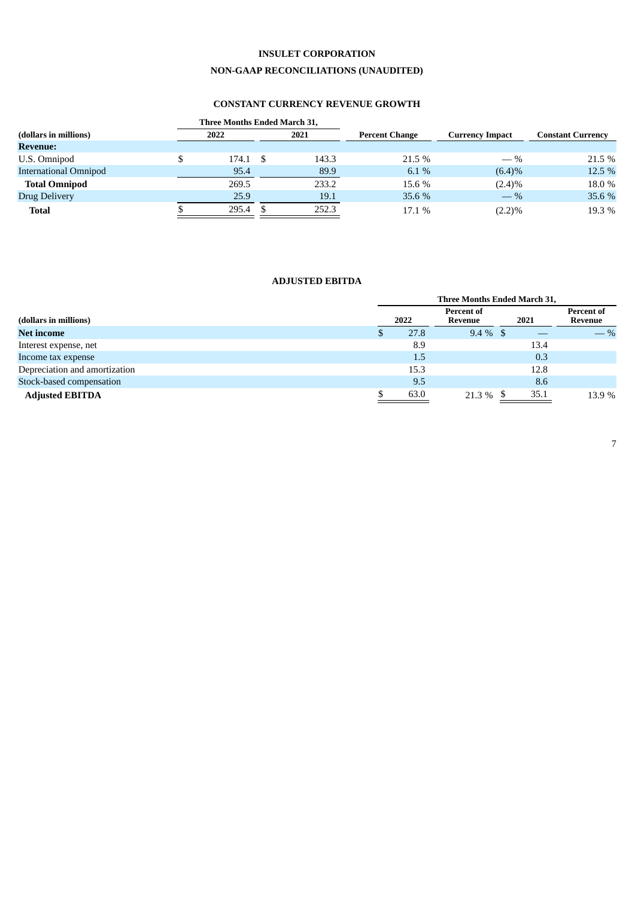# INSULET CORPORATION

## NON-GAAP RECONCILIATIONS (UNAUDITED)

### CONSTANT CURRENCY REVENUE GROWTH

| (dollars in millions) | Three Months Ended March 31, 2022 | Three Months Ended March 31, 2021 | Percent Change | Currency Impact | Constant Currency |
|---|---|---|---|---|---|
| **Revenue:** | | | | | |
| U.S. Omnipod | $ 174.1 | $ 143.3 | 21.5 % | — % | 21.5 % |
| International Omnipod | 95.4 | 89.9 | 6.1 % | (6.4)% | 12.5 % |
| **Total Omnipod** | 269.5 | 233.2 | 15.6 % | (2.4)% | 18.0 % |
| Drug Delivery | 25.9 | 19.1 | 35.6 % | — % | 35.6 % |
| **Total** | $ 295.4 | $ 252.3 | 17.1 % | (2.2)% | 19.3 % |

### ADJUSTED EBITDA

| (dollars in millions) | Three Months Ended March 31, 2022 | Percent of Revenue | 2021 | Percent of Revenue |
|---|---|---|---|---|
| **Net income** | $ 27.8 | 9.4 % | $ — | — % |
| Interest expense, net | 8.9 | | 13.4 | |
| Income tax expense | 1.5 | | 0.3 | |
| Depreciation and amortization | 15.3 | | 12.8 | |
| Stock-based compensation | 9.5 | | 8.6 | |
| **Adjusted EBITDA** | $ 63.0 | 21.3 % | $ 35.1 | 13.9 % |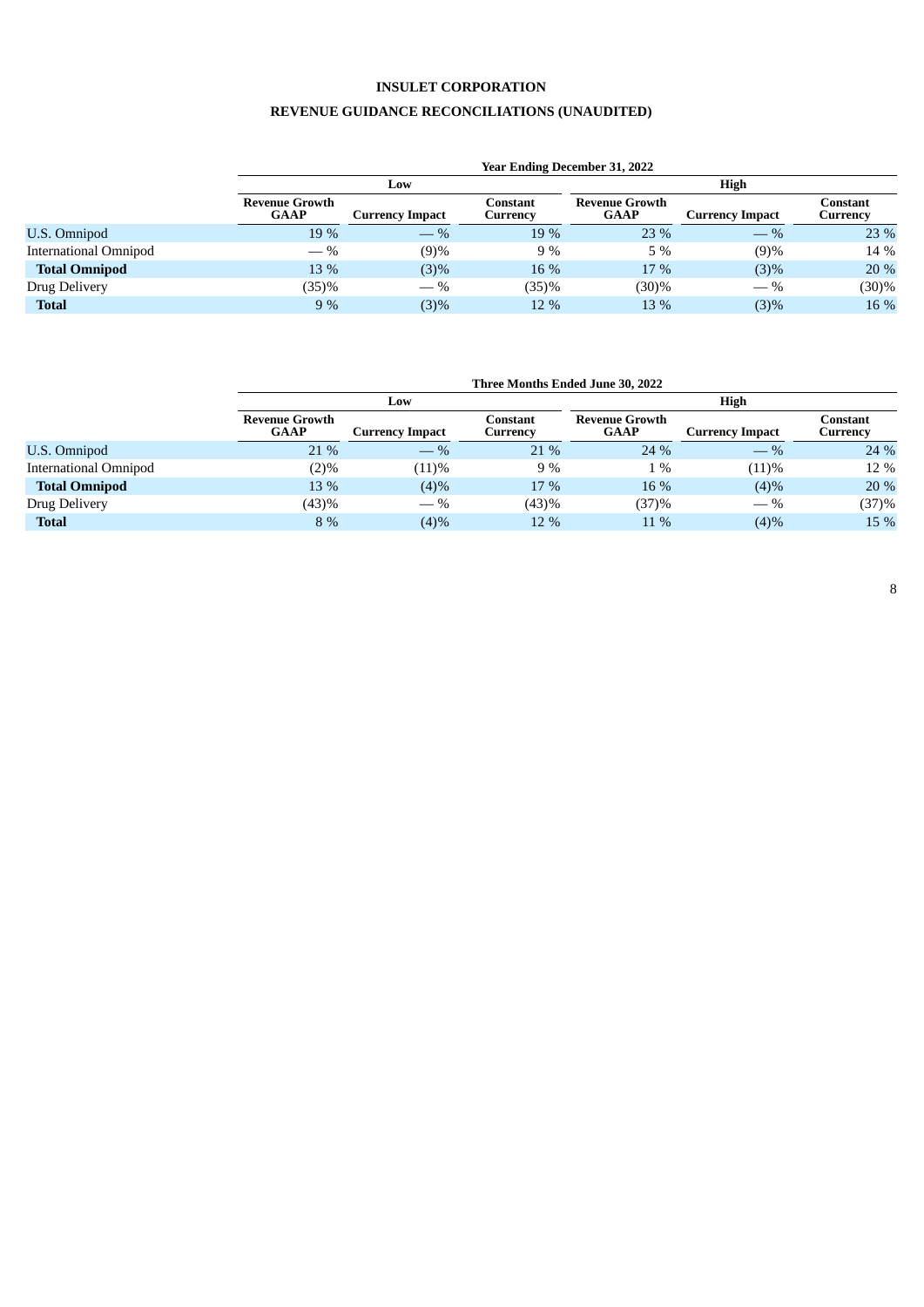**INSULET CORPORATION**

**REVENUE GUIDANCE RECONCILIATIONS (UNAUDITED)**

| | Year Ending December 31, 2022 | | | | | |
|---|---|---|---|---|---|---|
| | Low | | | High | | |
| | Revenue Growth GAAP | Currency Impact | Constant Currency | Revenue Growth GAAP | Currency Impact | Constant Currency |
| U.S. Omnipod | 19 % | — % | 19 % | 23 % | — % | 23 % |
| International Omnipod | — % | (9)% | 9 % | 5 % | (9)% | 14 % |
| **Total Omnipod** | 13 % | (3)% | 16 % | 17 % | (3)% | 20 % |
| Drug Delivery | (35)% | — % | (35)% | (30)% | — % | (30)% |
| **Total** | 9 % | (3)% | 12 % | 13 % | (3)% | 16 % |

| | Three Months Ended June 30, 2022 | | | | | |
|---|---|---|---|---|---|---|
| | Low | | | High | | |
| | Revenue Growth GAAP | Currency Impact | Constant Currency | Revenue Growth GAAP | Currency Impact | Constant Currency |
| U.S. Omnipod | 21 % | — % | 21 % | 24 % | — % | 24 % |
| International Omnipod | (2)% | (11)% | 9 % | 1 % | (11)% | 12 % |
| **Total Omnipod** | 13 % | (4)% | 17 % | 16 % | (4)% | 20 % |
| Drug Delivery | (43)% | — % | (43)% | (37)% | — % | (37)% |
| **Total** | 8 % | (4)% | 12 % | 11 % | (4)% | 15 % |